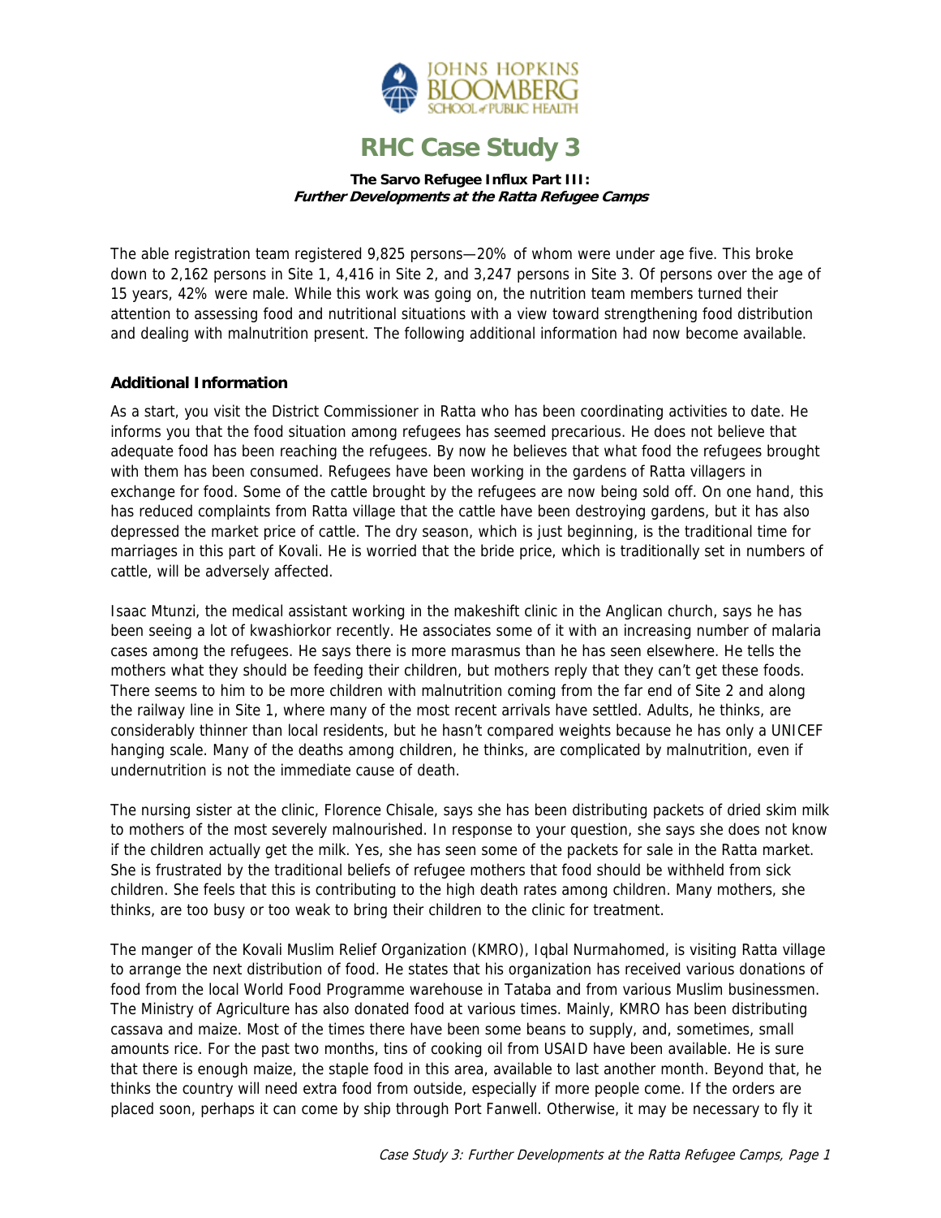# RHC Case Study 3

**The Sarvo Refugee Influx Part III:**
***Further Developments at the Ratta Refugee Camps***

The able registration team registered 9,825 persons—20% of whom were under age five. This broke down to 2,162 persons in Site 1, 4,416 in Site 2, and 3,247 persons in Site 3. Of persons over the age of 15 years, 42% were male. While this work was going on, the nutrition team members turned their attention to assessing food and nutritional situations with a view toward strengthening food distribution and dealing with malnutrition present. The following additional information had now become available.

### Additional Information

As a start, you visit the District Commissioner in Ratta who has been coordinating activities to date. He informs you that the food situation among refugees has seemed precarious. He does not believe that adequate food has been reaching the refugees. By now he believes that what food the refugees brought with them has been consumed. Refugees have been working in the gardens of Ratta villagers in exchange for food. Some of the cattle brought by the refugees are now being sold off. On one hand, this has reduced complaints from Ratta village that the cattle have been destroying gardens, but it has also depressed the market price of cattle. The dry season, which is just beginning, is the traditional time for marriages in this part of Kovali. He is worried that the bride price, which is traditionally set in numbers of cattle, will be adversely affected.

Isaac Mtunzi, the medical assistant working in the makeshift clinic in the Anglican church, says he has been seeing a lot of kwashiorkor recently. He associates some of it with an increasing number of malaria cases among the refugees. He says there is more marasmus than he has seen elsewhere. He tells the mothers what they should be feeding their children, but mothers reply that they can't get these foods. There seems to him to be more children with malnutrition coming from the far end of Site 2 and along the railway line in Site 1, where many of the most recent arrivals have settled. Adults, he thinks, are considerably thinner than local residents, but he hasn't compared weights because he has only a UNICEF hanging scale. Many of the deaths among children, he thinks, are complicated by malnutrition, even if undernutrition is not the immediate cause of death.

The nursing sister at the clinic, Florence Chisale, says she has been distributing packets of dried skim milk to mothers of the most severely malnourished. In response to your question, she says she does not know if the children actually get the milk. Yes, she has seen some of the packets for sale in the Ratta market. She is frustrated by the traditional beliefs of refugee mothers that food should be withheld from sick children. She feels that this is contributing to the high death rates among children. Many mothers, she thinks, are too busy or too weak to bring their children to the clinic for treatment.

The manger of the Kovali Muslim Relief Organization (KMRO), Iqbal Nurmahomed, is visiting Ratta village to arrange the next distribution of food. He states that his organization has received various donations of food from the local World Food Programme warehouse in Tataba and from various Muslim businessmen. The Ministry of Agriculture has also donated food at various times. Mainly, KMRO has been distributing cassava and maize. Most of the times there have been some beans to supply, and, sometimes, small amounts rice. For the past two months, tins of cooking oil from USAID have been available. He is sure that there is enough maize, the staple food in this area, available to last another month. Beyond that, he thinks the country will need extra food from outside, especially if more people come. If the orders are placed soon, perhaps it can come by ship through Port Fanwell. Otherwise, it may be necessary to fly it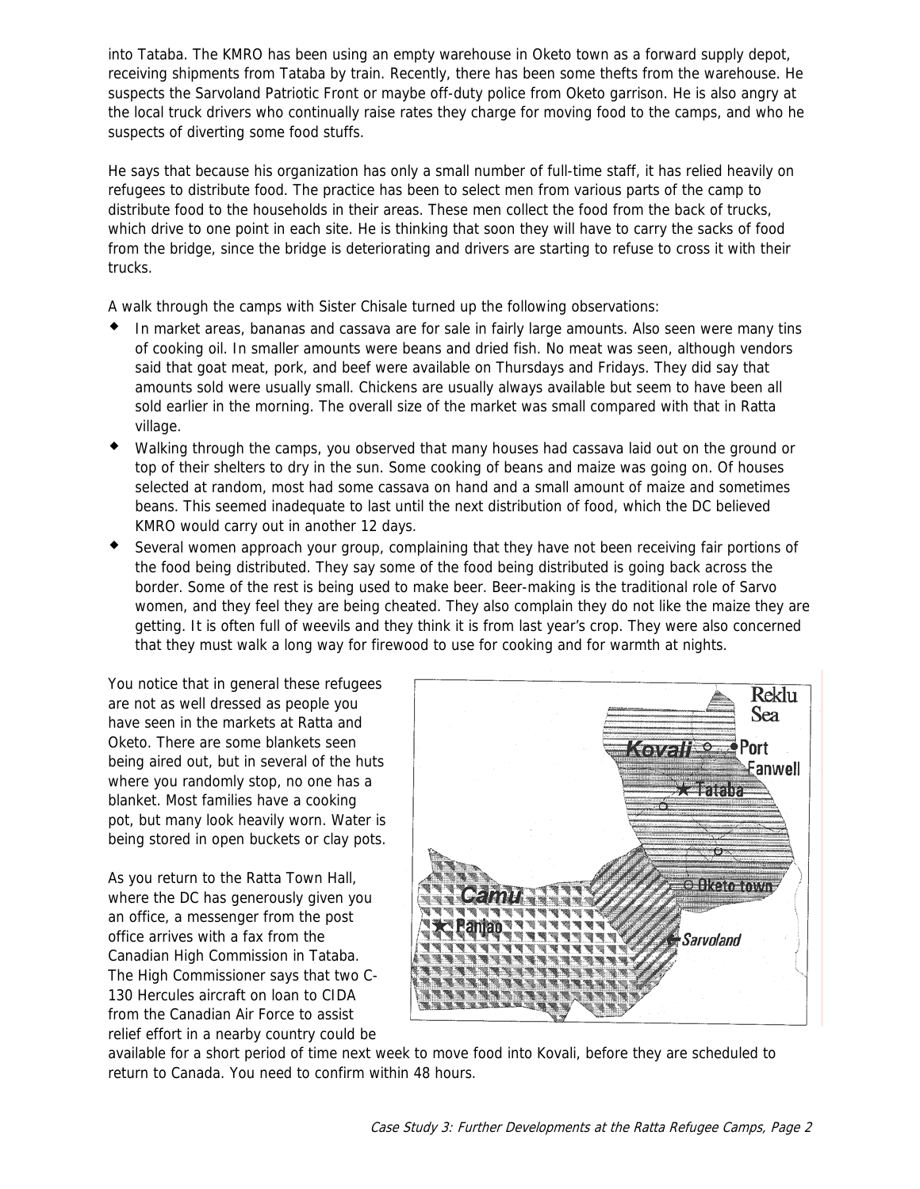into Tataba. The KMRO has been using an empty warehouse in Oketo town as a forward supply depot, receiving shipments from Tataba by train. Recently, there has been some thefts from the warehouse. He suspects the Sarvoland Patriotic Front or maybe off-duty police from Oketo garrison. He is also angry at the local truck drivers who continually raise rates they charge for moving food to the camps, and who he suspects of diverting some food stuffs.

He says that because his organization has only a small number of full-time staff, it has relied heavily on refugees to distribute food. The practice has been to select men from various parts of the camp to distribute food to the households in their areas. These men collect the food from the back of trucks, which drive to one point in each site. He is thinking that soon they will have to carry the sacks of food from the bridge, since the bridge is deteriorating and drivers are starting to refuse to cross it with their trucks.

A walk through the camps with Sister Chisale turned up the following observations:

- In market areas, bananas and cassava are for sale in fairly large amounts. Also seen were many tins of cooking oil. In smaller amounts were beans and dried fish. No meat was seen, although vendors said that goat meat, pork, and beef were available on Thursdays and Fridays. They did say that amounts sold were usually small. Chickens are usually always available but seem to have been all sold earlier in the morning. The overall size of the market was small compared with that in Ratta village.
- Walking through the camps, you observed that many houses had cassava laid out on the ground or top of their shelters to dry in the sun. Some cooking of beans and maize was going on. Of houses selected at random, most had some cassava on hand and a small amount of maize and sometimes beans. This seemed inadequate to last until the next distribution of food, which the DC believed KMRO would carry out in another 12 days.
- Several women approach your group, complaining that they have not been receiving fair portions of the food being distributed. They say some of the food being distributed is going back across the border. Some of the rest is being used to make beer. Beer-making is the traditional role of Sarvo women, and they feel they are being cheated. They also complain they do not like the maize they are getting. It is often full of weevils and they think it is from last year's crop. They were also concerned that they must walk a long way for firewood to use for cooking and for warmth at nights.

You notice that in general these refugees are not as well dressed as people you have seen in the markets at Ratta and Oketo. There are some blankets seen being aired out, but in several of the huts where you randomly stop, no one has a blanket. Most families have a cooking pot, but many look heavily worn. Water is being stored in open buckets or clay pots.

As you return to the Ratta Town Hall, where the DC has generously given you an office, a messenger from the post office arrives with a fax from the Canadian High Commission in Tataba. The High Commissioner says that two C-130 Hercules aircraft on loan to CIDA from the Canadian Air Force to assist relief effort in a nearby country could be available for a short period of time next week to move food into Kovali, before they are scheduled to return to Canada. You need to confirm within 48 hours.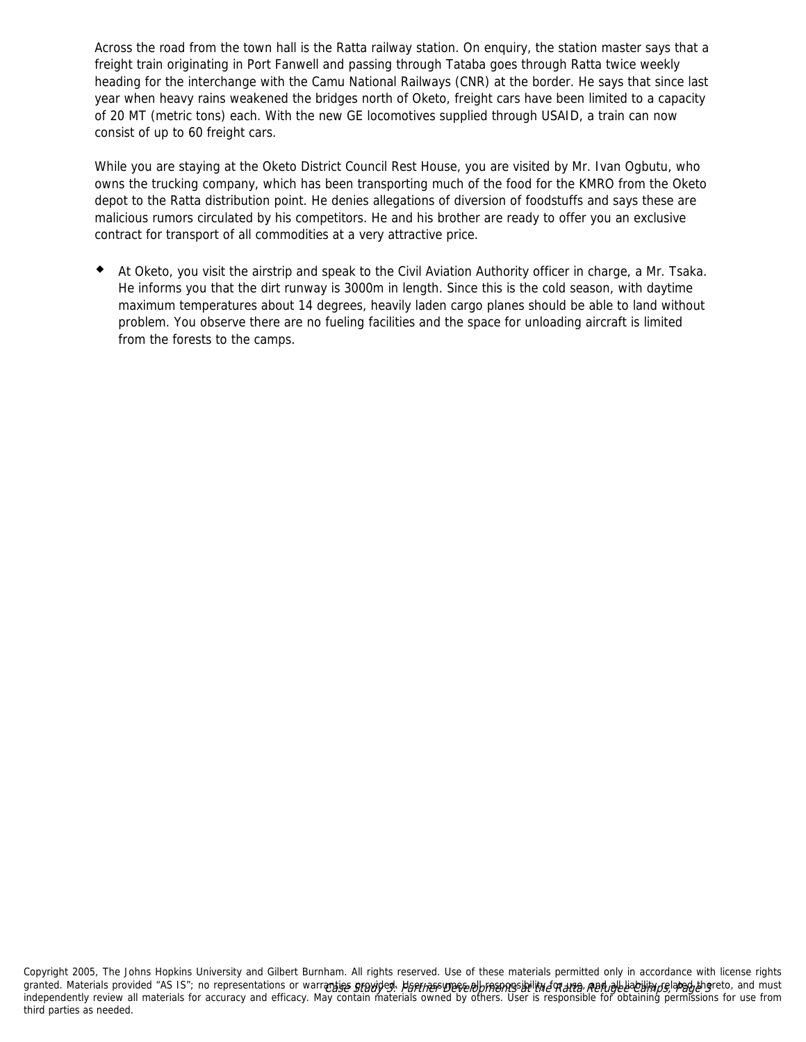Across the road from the town hall is the Ratta railway station. On enquiry, the station master says that a freight train originating in Port Fanwell and passing through Tataba goes through Ratta twice weekly heading for the interchange with the Camu National Railways (CNR) at the border. He says that since last year when heavy rains weakened the bridges north of Oketo, freight cars have been limited to a capacity of 20 MT (metric tons) each. With the new GE locomotives supplied through USAID, a train can now consist of up to 60 freight cars.

While you are staying at the Oketo District Council Rest House, you are visited by Mr. Ivan Ogbutu, who owns the trucking company, which has been transporting much of the food for the KMRO from the Oketo depot to the Ratta distribution point. He denies allegations of diversion of foodstuffs and says these are malicious rumors circulated by his competitors. He and his brother are ready to offer you an exclusive contract for transport of all commodities at a very attractive price.

- At Oketo, you visit the airstrip and speak to the Civil Aviation Authority officer in charge, a Mr. Tsaka. He informs you that the dirt runway is 3000m in length. Since this is the cold season, with daytime maximum temperatures about 14 degrees, heavily laden cargo planes should be able to land without problem. You observe there are no fueling facilities and the space for unloading aircraft is limited from the forests to the camps.

Copyright 2005, The Johns Hopkins University and Gilbert Burnham. All rights reserved. Use of these materials permitted only in accordance with license rights granted. Materials provided "AS IS"; no representations or warranties provided. User assumes all responsibility for use, and all liability related thereto, and must independently review all materials for accuracy and efficacy. May contain materials owned by others. User is responsible for obtaining permissions for use from third parties as needed.